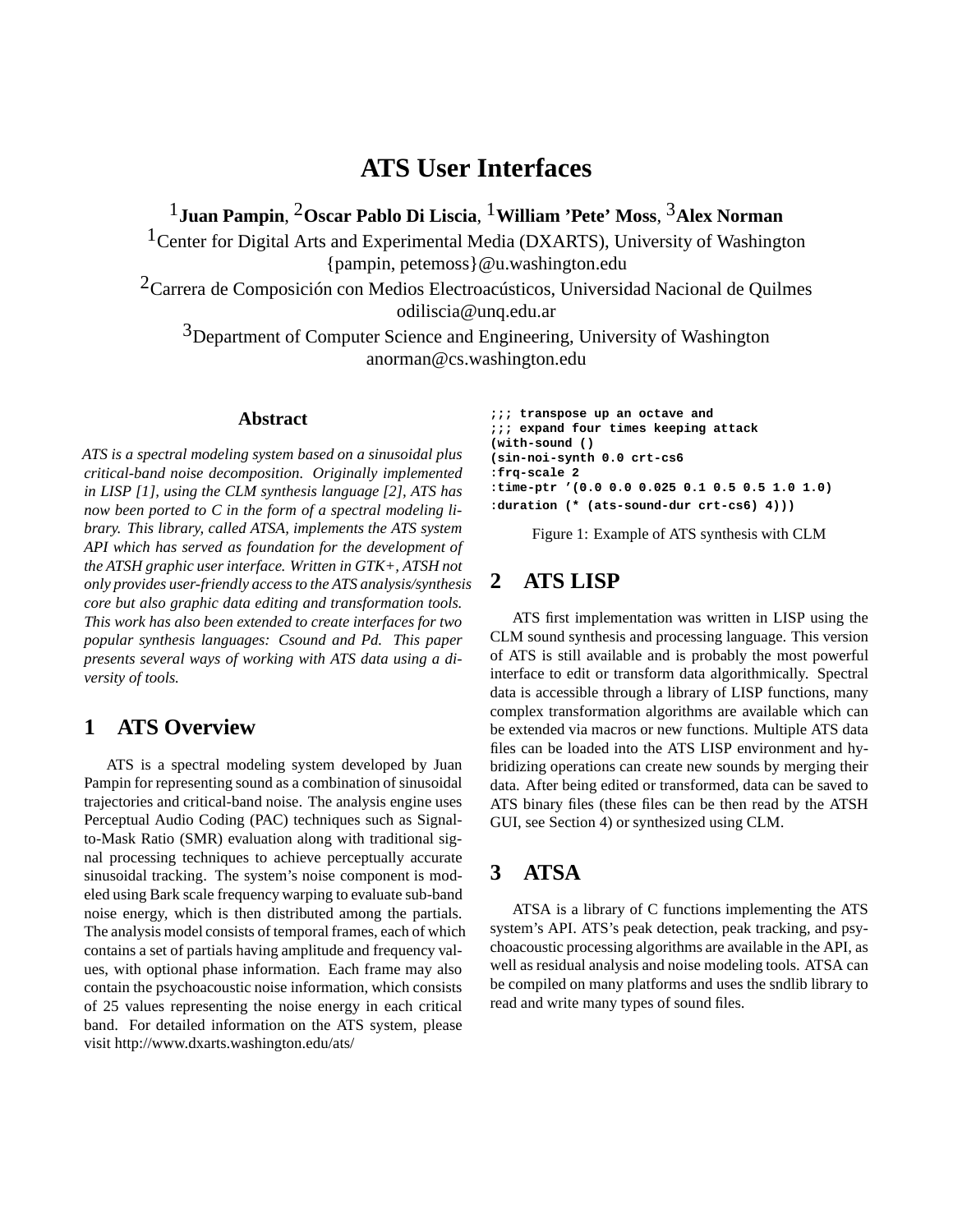# ATS User Interfaces

[1]**Juan Pampin**, [2]**Oscar Pablo Di Liscia**, [1]**William 'Pete' Moss**, [3]**Alex Norman**

[1]Center for Digital Arts and Experimental Media (DXARTS), University of Washington
{pampin, petemoss}@u.washington.edu

[2]Carrera de Composición con Medios Electroacústicos, Universidad Nacional de Quilmes
odiliscia@unq.edu.ar

[3]Department of Computer Science and Engineering, University of Washington
anorman@cs.washington.edu

### Abstract

*ATS is a spectral modeling system based on a sinusoidal plus critical-band noise decomposition. Originally implemented in LISP [1], using the CLM synthesis language [2], ATS has now been ported to C in the form of a spectral modeling library. This library, called ATSA, implements the ATS system API which has served as foundation for the development of the ATSH graphic user interface. Written in GTK+, ATSH not only provides user-friendly access to the ATS analysis/synthesis core but also graphic data editing and transformation tools. This work has also been extended to create interfaces for two popular synthesis languages: Csound and Pd. This paper presents several ways of working with ATS data using a diversity of tools.*

## 1 ATS Overview

ATS is a spectral modeling system developed by Juan Pampin for representing sound as a combination of sinusoidal trajectories and critical-band noise. The analysis engine uses Perceptual Audio Coding (PAC) techniques such as Signal-to-Mask Ratio (SMR) evaluation along with traditional signal processing techniques to achieve perceptually accurate sinusoidal tracking. The system's noise component is modeled using Bark scale frequency warping to evaluate sub-band noise energy, which is then distributed among the partials. The analysis model consists of temporal frames, each of which contains a set of partials having amplitude and frequency values, with optional phase information. Each frame may also contain the psychoacoustic noise information, which consists of 25 values representing the noise energy in each critical band. For detailed information on the ATS system, please visit http://www.dxarts.washington.edu/ats/

```
;;; transpose up an octave and
;;; expand four times keeping attack
(with-sound ()
(sin-noi-synth 0.0 crt-cs6
:frq-scale 2
:time-ptr '(0.0 0.0 0.025 0.1 0.5 0.5 1.0 1.0)
:duration (* (ats-sound-dur crt-cs6) 4)))
```

Figure 1: Example of ATS synthesis with CLM

## 2 ATS LISP

ATS first implementation was written in LISP using the CLM sound synthesis and processing language. This version of ATS is still available and is probably the most powerful interface to edit or transform data algorithmically. Spectral data is accessible through a library of LISP functions, many complex transformation algorithms are available which can be extended via macros or new functions. Multiple ATS data files can be loaded into the ATS LISP environment and hybridizing operations can create new sounds by merging their data. After being edited or transformed, data can be saved to ATS binary files (these files can be then read by the ATSH GUI, see Section 4) or synthesized using CLM.

## 3 ATSA

ATSA is a library of C functions implementing the ATS system's API. ATS's peak detection, peak tracking, and psychoacoustic processing algorithms are available in the API, as well as residual analysis and noise modeling tools. ATSA can be compiled on many platforms and uses the sndlib library to read and write many types of sound files.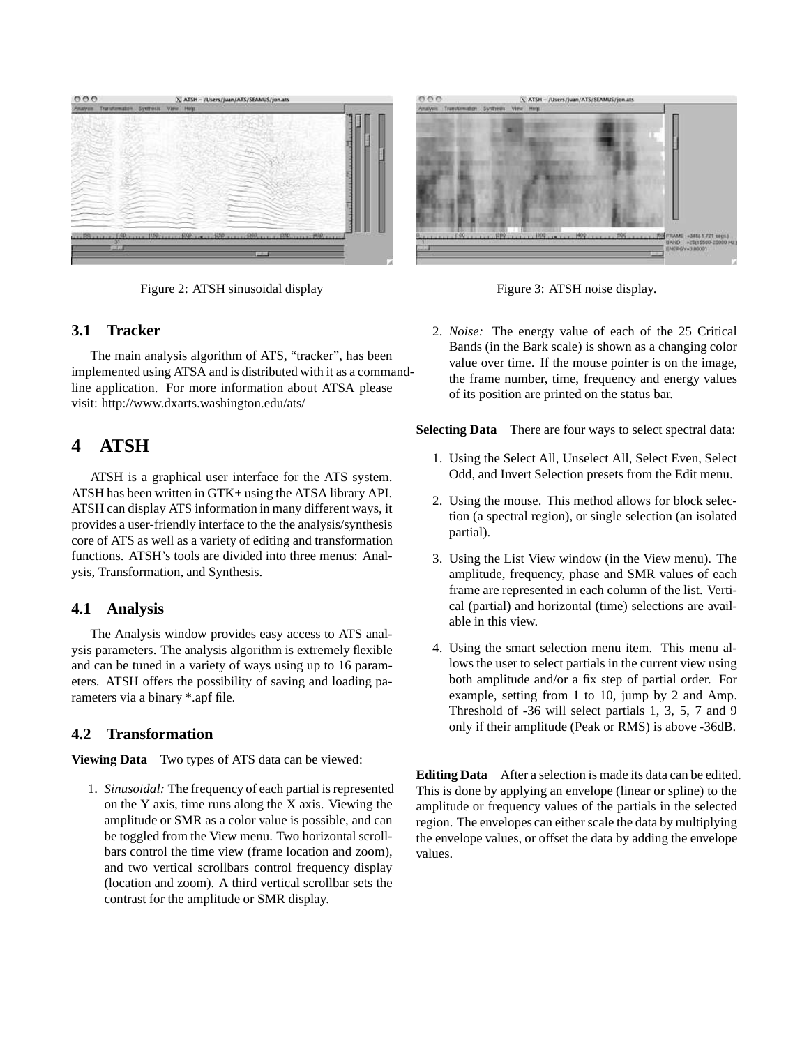Figure 2: ATSH sinusoidal display

Figure 3: ATSH noise display.

### 3.1 Tracker

The main analysis algorithm of ATS, "tracker", has been implemented using ATSA and is distributed with it as a command-line application. For more information about ATSA please visit: http://www.dxarts.washington.edu/ats/

## 4 ATSH

ATSH is a graphical user interface for the ATS system. ATSH has been written in GTK+ using the ATSA library API. ATSH can display ATS information in many different ways, it provides a user-friendly interface to the the analysis/synthesis core of ATS as well as a variety of editing and transformation functions. ATSH's tools are divided into three menus: Analysis, Transformation, and Synthesis.

### 4.1 Analysis

The Analysis window provides easy access to ATS analysis parameters. The analysis algorithm is extremely flexible and can be tuned in a variety of ways using up to 16 parameters. ATSH offers the possibility of saving and loading parameters via a binary *.apf file.

### 4.2 Transformation

**Viewing Data** Two types of ATS data can be viewed:

1. *Sinusoidal:* The frequency of each partial is represented on the Y axis, time runs along the X axis. Viewing the amplitude or SMR as a color value is possible, and can be toggled from the View menu. Two horizontal scrollbars control the time view (frame location and zoom), and two vertical scrollbars control frequency display (location and zoom). A third vertical scrollbar sets the contrast for the amplitude or SMR display.

2. *Noise:* The energy value of each of the 25 Critical Bands (in the Bark scale) is shown as a changing color value over time. If the mouse pointer is on the image, the frame number, time, frequency and energy values of its position are printed on the status bar.

**Selecting Data** There are four ways to select spectral data:

1. Using the Select All, Unselect All, Select Even, Select Odd, and Invert Selection presets from the Edit menu.

2. Using the mouse. This method allows for block selection (a spectral region), or single selection (an isolated partial).

3. Using the List View window (in the View menu). The amplitude, frequency, phase and SMR values of each frame are represented in each column of the list. Vertical (partial) and horizontal (time) selections are available in this view.

4. Using the smart selection menu item. This menu allows the user to select partials in the current view using both amplitude and/or a fix step of partial order. For example, setting from 1 to 10, jump by 2 and Amp. Threshold of -36 will select partials 1, 3, 5, 7 and 9 only if their amplitude (Peak or RMS) is above -36dB.

**Editing Data** After a selection is made its data can be edited. This is done by applying an envelope (linear or spline) to the amplitude or frequency values of the partials in the selected region. The envelopes can either scale the data by multiplying the envelope values, or offset the data by adding the envelope values.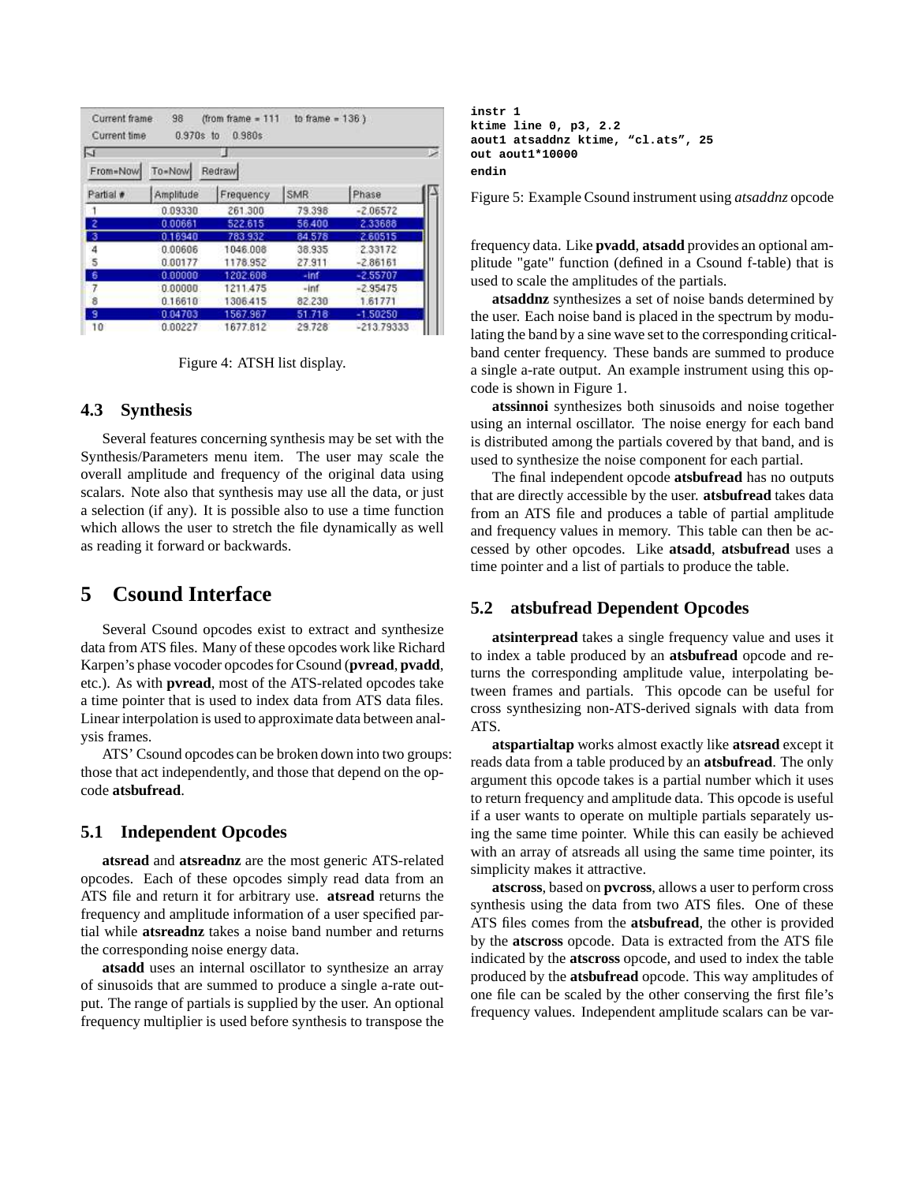| Current frame | 98 | (from frame = 111 | to frame = 136 ) | |
|---|---|---|---|---|
| Current time | 0.970s to | 0.980s | | |

From=Now To=Now Redraw

| Partial # | Amplitude | Frequency | SMR | Phase |
|---|---|---|---|---|
| 1 | 0.09330 | 261.300 | 79.398 | -2.06572 |
| 2 | 0.00661 | 522.615 | 56.400 | 2.33688 |
| 3 | 0.16940 | 783.932 | 84.578 | 2.60515 |
| 4 | 0.00606 | 1046.008 | 38.935 | 2.33172 |
| 5 | 0.00177 | 1176.952 | 27.911 | -2.86161 |
| 6 | 0.00000 | 1202.608 | -inf | -2.55707 |
| 7 | 0.00000 | 1211.475 | -inf | -2.95475 |
| 8 | 0.16610 | 1306.415 | 82.230 | 1.61771 |
| 9 | 0.04703 | 1567.967 | 51.718 | -1.50250 |
| 10 | 0.00227 | 1677.812 | 29.728 | -213.79333 |

Figure 4: ATSH list display.

### 4.3 Synthesis

Several features concerning synthesis may be set with the Synthesis/Parameters menu item. The user may scale the overall amplitude and frequency of the original data using scalars. Note also that synthesis may use all the data, or just a selection (if any). It is possible also to use a time function which allows the user to stretch the file dynamically as well as reading it forward or backwards.

## 5 Csound Interface

Several Csound opcodes exist to extract and synthesize data from ATS files. Many of these opcodes work like Richard Karpen's phase vocoder opcodes for Csound (**pvread**, **pvadd**, etc.). As with **pvread**, most of the ATS-related opcodes take a time pointer that is used to index data from ATS data files. Linear interpolation is used to approximate data between analysis frames.

ATS' Csound opcodes can be broken down into two groups: those that act independently, and those that depend on the opcode **atsbufread**.

### 5.1 Independent Opcodes

**atsread** and **atsreadnz** are the most generic ATS-related opcodes. Each of these opcodes simply read data from an ATS file and return it for arbitrary use. **atsread** returns the frequency and amplitude information of a user specified partial while **atsreadnz** takes a noise band number and returns the corresponding noise energy data.

**atsadd** uses an internal oscillator to synthesize an array of sinusoids that are summed to produce a single a-rate output. The range of partials is supplied by the user. An optional frequency multiplier is used before synthesis to transpose the frequency data. Like **pvadd**, **atsadd** provides an optional amplitude "gate" function (defined in a Csound f-table) that is used to scale the amplitudes of the partials.

```
instr 1
ktime line 0, p3, 2.2
aout1 atsaddnz ktime, "cl.ats", 25
out aout1*10000
endin
```

Figure 5: Example Csound instrument using *atsaddnz* opcode

**atsaddnz** synthesizes a set of noise bands determined by the user. Each noise band is placed in the spectrum by modulating the band by a sine wave set to the corresponding critical-band center frequency. These bands are summed to produce a single a-rate output. An example instrument using this opcode is shown in Figure 1.

**atssinnoi** synthesizes both sinusoids and noise together using an internal oscillator. The noise energy for each band is distributed among the partials covered by that band, and is used to synthesize the noise component for each partial.

The final independent opcode **atsbufread** has no outputs that are directly accessible by the user. **atsbufread** takes data from an ATS file and produces a table of partial amplitude and frequency values in memory. This table can then be accessed by other opcodes. Like **atsadd**, **atsbufread** uses a time pointer and a list of partials to produce the table.

### 5.2 atsbufread Dependent Opcodes

**atsinterpread** takes a single frequency value and uses it to index a table produced by an **atsbufread** opcode and returns the corresponding amplitude value, interpolating between frames and partials. This opcode can be useful for cross synthesizing non-ATS-derived signals with data from ATS.

**atspartialtap** works almost exactly like **atsread** except it reads data from a table produced by an **atsbufread**. The only argument this opcode takes is a partial number which it uses to return frequency and amplitude data. This opcode is useful if a user wants to operate on multiple partials separately using the same time pointer. While this can easily be achieved with an array of atsreads all using the same time pointer, its simplicity makes it attractive.

**atscross**, based on **pvcross**, allows a user to perform cross synthesis using the data from two ATS files. One of these ATS files comes from the **atsbufread**, the other is provided by the **atscross** opcode. Data is extracted from the ATS file indicated by the **atscross** opcode, and used to index the table produced by the **atsbufread** opcode. This way amplitudes of one file can be scaled by the other conserving the first file's frequency values. Independent amplitude scalars can be var-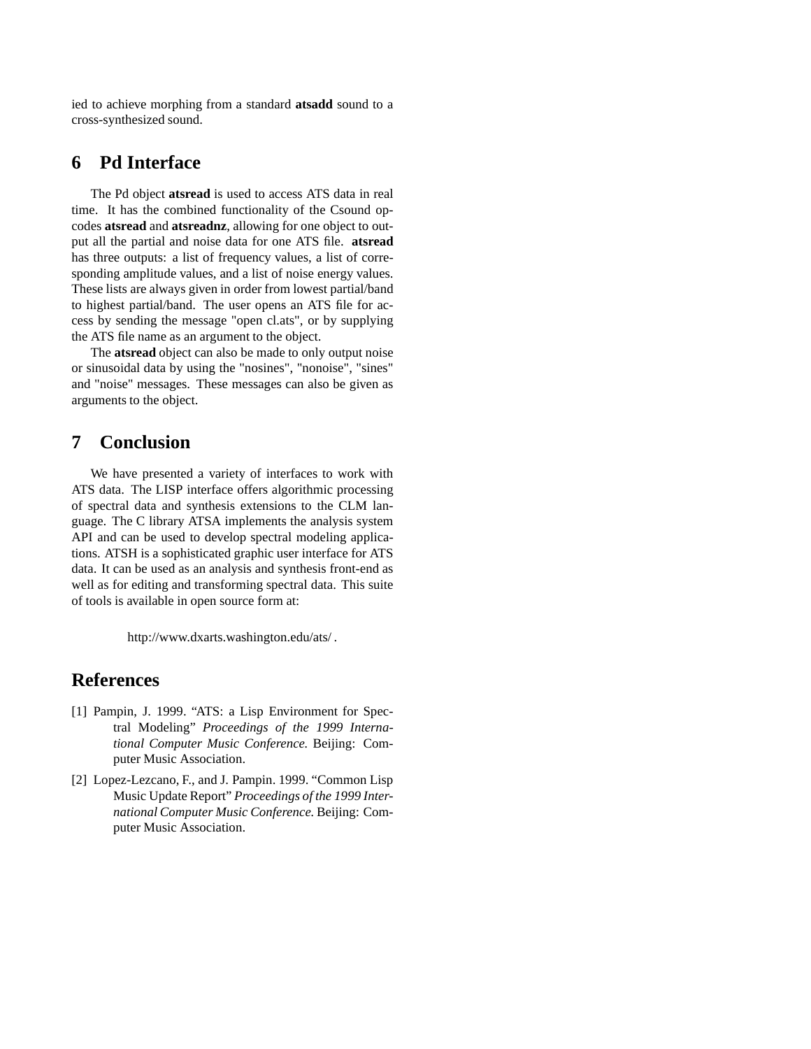ied to achieve morphing from a standard **atsadd** sound to a cross-synthesized sound.

## 6 Pd Interface

The Pd object **atsread** is used to access ATS data in real time. It has the combined functionality of the Csound opcodes **atsread** and **atsreadnz**, allowing for one object to output all the partial and noise data for one ATS file. **atsread** has three outputs: a list of frequency values, a list of corresponding amplitude values, and a list of noise energy values. These lists are always given in order from lowest partial/band to highest partial/band. The user opens an ATS file for access by sending the message "open cl.ats", or by supplying the ATS file name as an argument to the object.

The **atsread** object can also be made to only output noise or sinusoidal data by using the "nosines", "nonoise", "sines" and "noise" messages. These messages can also be given as arguments to the object.

## 7 Conclusion

We have presented a variety of interfaces to work with ATS data. The LISP interface offers algorithmic processing of spectral data and synthesis extensions to the CLM language. The C library ATSA implements the analysis system API and can be used to develop spectral modeling applications. ATSH is a sophisticated graphic user interface for ATS data. It can be used as an analysis and synthesis front-end as well as for editing and transforming spectral data. This suite of tools is available in open source form at:

http://www.dxarts.washington.edu/ats/ .

## References

[1] Pampin, J. 1999. "ATS: a Lisp Environment for Spectral Modeling" *Proceedings of the 1999 International Computer Music Conference.* Beijing: Computer Music Association.

[2] Lopez-Lezcano, F., and J. Pampin. 1999. "Common Lisp Music Update Report" *Proceedings of the 1999 International Computer Music Conference.* Beijing: Computer Music Association.